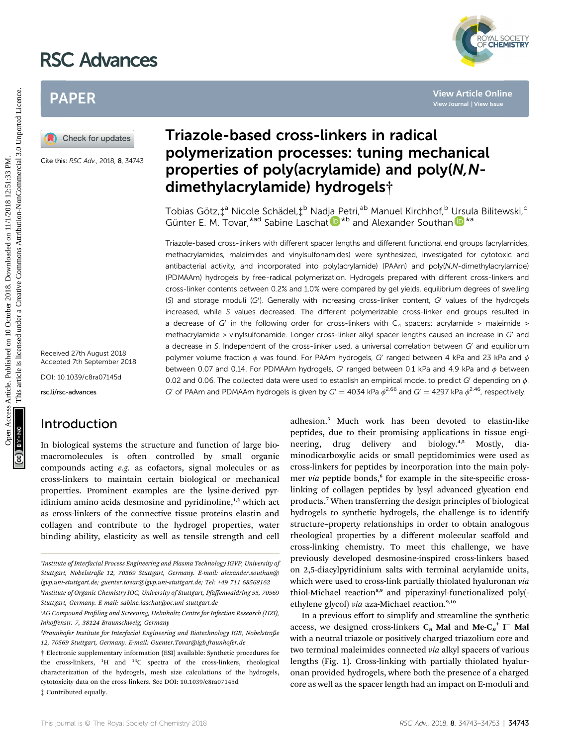# Triazole-based cross-linkers in radical polymerization processes: tuning mechanical properties of poly(acrylamide) and poly(*N,N*-dimethylacrylamide) hydrogels†

Cite this: RSC Adv., 2018, 8, 34743

Tobias Götz,‡[a] Nicole Schädel,‡[b] Nadja Petri,[ab] Manuel Kirchhof,[b] Ursula Bilitewski,[c] Günter E. M. Tovar,*[ad] Sabine Laschat*[b] and Alexander Southan*[a]

Received 27th August 2018
Accepted 7th September 2018

DOI: 10.1039/c8ra07145d

rsc.li/rsc-advances

Triazole-based cross-linkers with different spacer lengths and different functional end groups (acrylamides, methacrylamides, maleimides and vinylsulfonamides) were synthesized, investigated for cytotoxic and antibacterial activity, and incorporated into poly(acrylamide) (PAAm) and poly(*N,N*-dimethylacrylamide) (PDMAAm) hydrogels by free-radical polymerization. Hydrogels prepared with different cross-linkers and cross-linker contents between 0.2% and 1.0% were compared by gel yields, equilibrium degrees of swelling ($S$) and storage moduli ($G'$). Generally with increasing cross-linker content, $G'$ values of the hydrogels increased, while $S$ values decreased. The different polymerizable cross-linker end groups resulted in a decrease of $G'$ in the following order for cross-linkers with $C_4$ spacers: acrylamide > maleimide > methacrylamide > vinylsulfonamide. Longer cross-linker alkyl spacer lengths caused an increase in $G'$ and a decrease in $S$. Independent of the cross-linker used, a universal correlation between $G'$ and equilibrium polymer volume fraction $\phi$ was found. For PAAm hydrogels, $G'$ ranged between 4 kPa and 23 kPa and $\phi$ between 0.07 and 0.14. For PDMAAm hydrogels, $G'$ ranged between 0.1 kPa and 4.9 kPa and $\phi$ between 0.02 and 0.06. The collected data were used to establish an empirical model to predict $G'$ depending on $\phi$. $G'$ of PAAm and PDMAAm hydrogels is given by $G' = 4034\ \text{kPa}\ \phi^{2.66}$ and $G' = 4297\ \text{kPa}\ \phi^{2.46}$, respectively.

## Introduction

In biological systems the structure and function of large biomacromolecules is often controlled by small organic compounds acting *e.g.* as cofactors, signal molecules or as cross-linkers to maintain certain biological or mechanical properties. Prominent examples are the lysine-derived pyridinium amino acids desmosine and pyridinoline,[1,2] which act as cross-linkers of the connective tissue proteins elastin and collagen and contribute to the hydrogel properties, water binding ability, elasticity as well as tensile strength and cell adhesion.[3] Much work has been devoted to elastin-like peptides, due to their promising applications in tissue engineering, drug delivery and biology.[4,5] Mostly, diaminodicarboxylic acids or small peptidomimics were used as cross-linkers for peptides by incorporation into the main polymer *via* peptide bonds,[6] for example in the site-specific cross-linking of collagen peptides by lysyl advanced glycation end products.[7] When transferring the design principles of biological hydrogels to synthetic hydrogels, the challenge is to identify structure–property relationships in order to obtain analogous rheological properties by a different molecular scaffold and cross-linking chemistry. To meet this challenge, we have previously developed desmosine-inspired cross-linkers based on 2,5-diacylpyridinium salts with terminal acrylamide units, which were used to cross-link partially thiolated hyaluronan *via* thiol-Michael reaction[8,9] and piperazinyl-functionalized poly(ethylene glycol) *via* aza-Michael reaction.[9,10]

In a previous effort to simplify and streamline the synthetic access, we designed cross-linkers **C$_n$ Mal** and **Me-C$_n$$^+$ I$^-$ Mal** with a neutral triazole or positively charged triazolium core and two terminal maleimides connected *via* alkyl spacers of various lengths (Fig. 1). Cross-linking with partially thiolated hyaluronan provided hydrogels, where both the presence of a charged core as well as the spacer length had an impact on E-moduli and

---

[a] Institute of Interfacial Process Engineering and Plasma Technology IGVP, University of Stuttgart, Nobelstraße 12, 70569 Stuttgart, Germany. E-mail: alexander.southan@igvp.uni-stuttgart.de; guenter.tovar@igvp.uni-stuttgart.de; Tel: +49 711 68568162

[b] Institute of Organic Chemistry IOC, University of Stuttgart, Pfaffenwaldring 55, 70569 Stuttgart, Germany. E-mail: sabine.laschat@oc.uni-stuttgart.de

[c] AG Compound Profiling and Screening, Helmholtz Centre for Infection Research (HZI), Inhoffenstr. 7, 38124 Braunschweig, Germany

[d] Fraunhofer Institute for Interfacial Engineering and Biotechnology IGB, Nobelstraße 12, 70569 Stuttgart, Germany. E-mail: Guenter.Tovar@igb.fraunhofer.de

† Electronic supplementary information (ESI) available: Synthetic procedures for the cross-linkers, $^1$H and $^{13}$C spectra of the cross-linkers, rheological characterization of the hydrogels, mesh size calculations of the hydrogels, cytotoxicity data on the cross-linkers. See DOI: 10.1039/c8ra07145d

‡ Contributed equally.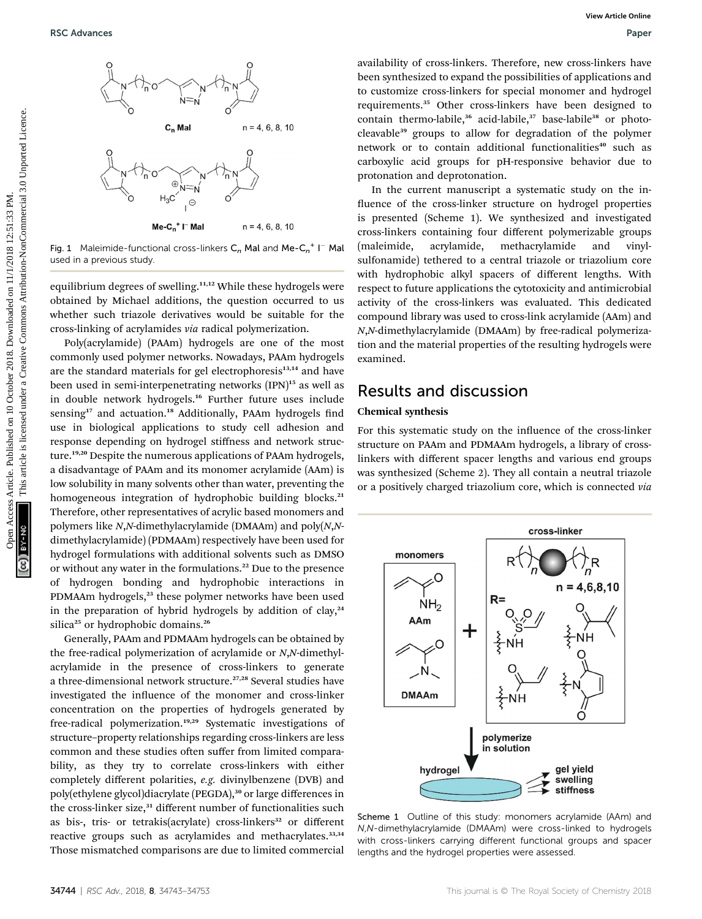Fig. 1 Maleimide-functional cross-linkers $C_n$ Mal and Me-$C_n^+$ $I^-$ Mal used in a previous study.

equilibrium degrees of swelling.[11,12] While these hydrogels were obtained by Michael additions, the question occurred to us whether such triazole derivatives would be suitable for the cross-linking of acrylamides *via* radical polymerization.

Poly(acrylamide) (PAAm) hydrogels are one of the most commonly used polymer networks. Nowadays, PAAm hydrogels are the standard materials for gel electrophoresis[13,14] and have been used in semi-interpenetrating networks (IPN)[15] as well as in double network hydrogels.[16] Further future uses include sensing[17] and actuation.[18] Additionally, PAAm hydrogels find use in biological applications to study cell adhesion and response depending on hydrogel stiffness and network structure.[19,20] Despite the numerous applications of PAAm hydrogels, a disadvantage of PAAm and its monomer acrylamide (AAm) is low solubility in many solvents other than water, preventing the homogeneous integration of hydrophobic building blocks.[21] Therefore, other representatives of acrylic based monomers and polymers like *N*,*N*-dimethylacrylamide (DMAAm) and poly(*N*,*N*-dimethylacrylamide) (PDMAAm) respectively have been used for hydrogel formulations with additional solvents such as DMSO or without any water in the formulations.[22] Due to the presence of hydrogen bonding and hydrophobic interactions in PDMAAm hydrogels,[23] these polymer networks have been used in the preparation of hybrid hydrogels by addition of clay,[24] silica[25] or hydrophobic domains.[26]

Generally, PAAm and PDMAAm hydrogels can be obtained by the free-radical polymerization of acrylamide or *N*,*N*-dimethylacrylamide in the presence of cross-linkers to generate a three-dimensional network structure.[27,28] Several studies have investigated the influence of the monomer and cross-linker concentration on the properties of hydrogels generated by free-radical polymerization.[19,29] Systematic investigations of structure–property relationships regarding cross-linkers are less common and these studies often suffer from limited comparability, as they try to correlate cross-linkers with either completely different polarities, *e.g.* divinylbenzene (DVB) and poly(ethylene glycol)diacrylate (PEGDA),[30] or large differences in the cross-linker size,[31] different number of functionalities such as bis-, tris- or tetrakis(acrylate) cross-linkers[32] or different reactive groups such as acrylamides and methacrylates.[33,34] Those mismatched comparisons are due to limited commercial availability of cross-linkers. Therefore, new cross-linkers have been synthesized to expand the possibilities of applications and to customize cross-linkers for special monomer and hydrogel requirements.[35] Other cross-linkers have been designed to contain thermo-labile,[36] acid-labile,[37] base-labile[38] or photo-cleavable[39] groups to allow for degradation of the polymer network or to contain additional functionalities[40] such as carboxylic acid groups for pH-responsive behavior due to protonation and deprotonation.

In the current manuscript a systematic study on the influence of the cross-linker structure on hydrogel properties is presented (Scheme 1). We synthesized and investigated cross-linkers containing four different polymerizable groups (maleimide, acrylamide, methacrylamide and vinylsulfonamide) tethered to a central triazole or triazolium core with hydrophobic alkyl spacers of different lengths. With respect to future applications the cytotoxicity and antimicrobial activity of the cross-linkers was evaluated. This dedicated compound library was used to cross-link acrylamide (AAm) and *N*,*N*-dimethylacrylamide (DMAAm) by free-radical polymerization and the material properties of the resulting hydrogels were examined.

## Results and discussion

### Chemical synthesis

For this systematic study on the influence of the cross-linker structure on PAAm and PDMAAm hydrogels, a library of cross-linkers with different spacer lengths and various end groups was synthesized (Scheme 2). They all contain a neutral triazole or a positively charged triazolium core, which is connected *via*

Scheme 1 Outline of this study: monomers acrylamide (AAm) and *N*,*N*-dimethylacrylamide (DMAAm) were cross-linked to hydrogels with cross-linkers carrying different functional groups and spacer lengths and the hydrogel properties were assessed.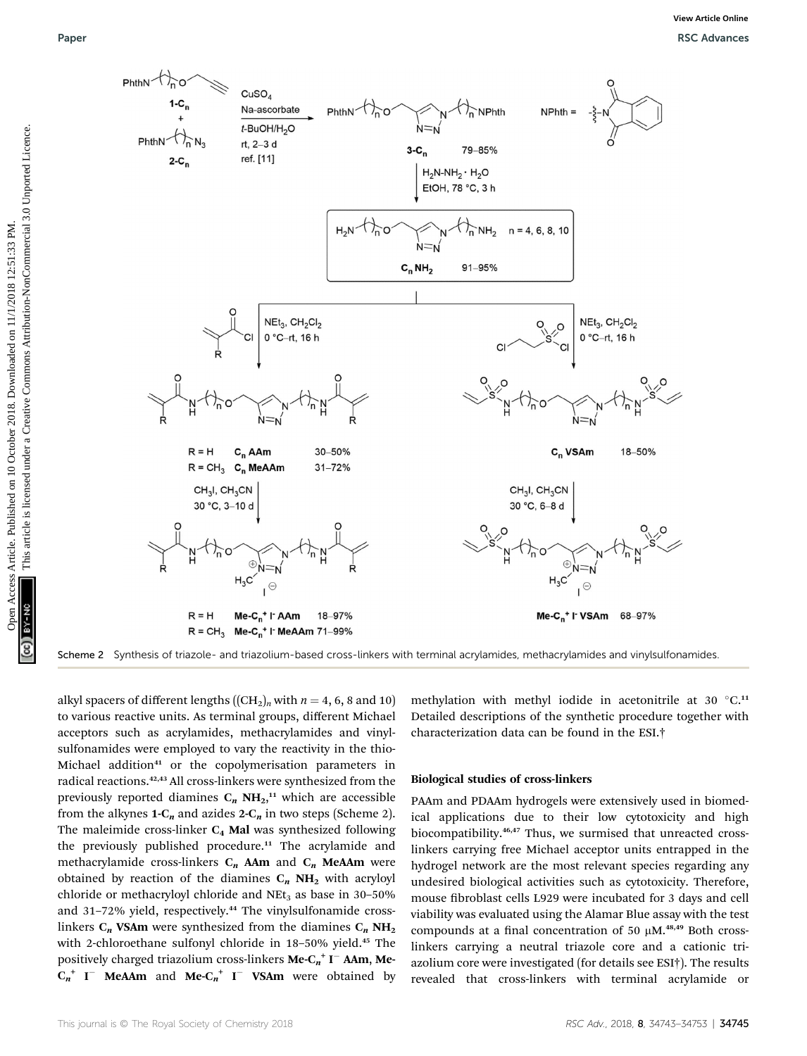Scheme 2 Synthesis of triazole- and triazolium-based cross-linkers with terminal acrylamides, methacrylamides and vinylsulfonamides.

alkyl spacers of different lengths ($(CH_2)_n$ with $n = 4$, 6, 8 and 10) to various reactive units. As terminal groups, different Michael acceptors such as acrylamides, methacrylamides and vinylsulfonamides were employed to vary the reactivity in the thio-Michael addition[41] or the copolymerisation parameters in radical reactions.[42,43] All cross-linkers were synthesized from the previously reported diamines **$C_n$ NH$_2$**,[11] which are accessible from the alkynes **1-$C_n$** and azides **2-$C_n$** in two steps (Scheme 2). The maleimide cross-linker **$C_4$ Mal** was synthesized following the previously published procedure.[11] The acrylamide and methacrylamide cross-linkers **$C_n$ AAm** and **$C_n$ MeAAm** were obtained by reaction of the diamines **$C_n$ NH$_2$** with acryloyl chloride or methacryloyl chloride and $NEt_3$ as base in 30–50% and 31–72% yield, respectively.[44] The vinylsulfonamide cross-linkers **$C_n$ VSAm** were synthesized from the diamines **$C_n$ NH$_2$** with 2-chloroethane sulfonyl chloride in 18–50% yield.[45] The positively charged triazolium cross-linkers **Me-$C_n^+$ I$^-$ AAm**, **Me-$C_n^+$ I$^-$ MeAAm** and **Me-$C_n^+$ I$^-$ VSAm** were obtained by methylation with methyl iodide in acetonitrile at 30 °C.[11] Detailed descriptions of the synthetic procedure together with characterization data can be found in the ESI.†

### Biological studies of cross-linkers

PAAm and PDAAm hydrogels were extensively used in biomedical applications due to their low cytotoxicity and high biocompatibility.[46,47] Thus, we surmised that unreacted cross-linkers carrying free Michael acceptor units entrapped in the hydrogel network are the most relevant species regarding any undesired biological activities such as cytotoxicity. Therefore, mouse fibroblast cells L929 were incubated for 3 days and cell viability was evaluated using the Alamar Blue assay with the test compounds at a final concentration of 50 μM.[48,49] Both cross-linkers carrying a neutral triazole core and a cationic triazolium core were investigated (for details see ESI†). The results revealed that cross-linkers with terminal acrylamide or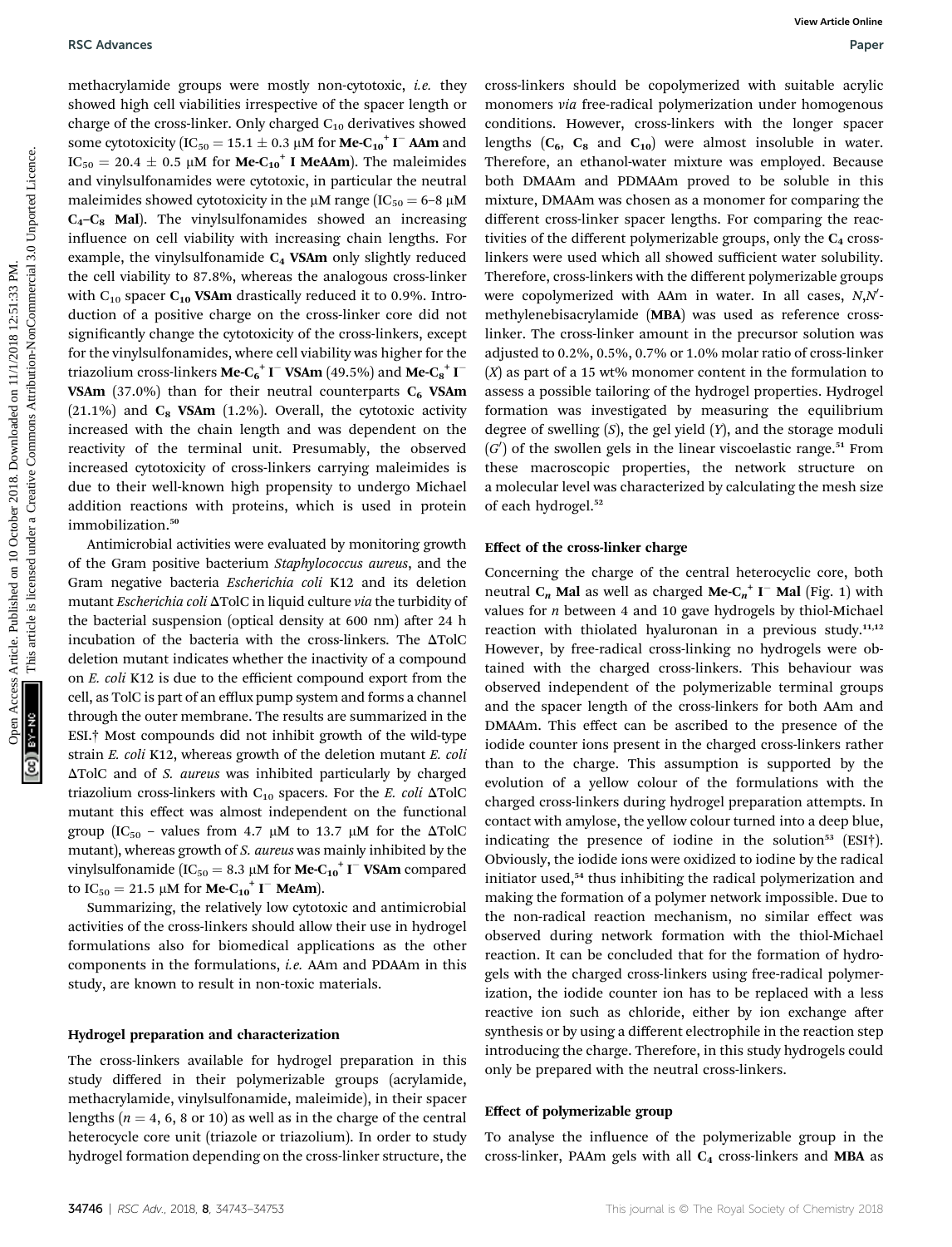methacrylamide groups were mostly non-cytotoxic, *i.e.* they showed high cell viabilities irrespective of the spacer length or charge of the cross-linker. Only charged $C_{10}$ derivatives showed some cytotoxicity ($IC_{50} = 15.1 \pm 0.3$ μM for **Me-C$_{10}^+$ I$^-$ AAm** and $IC_{50} = 20.4 \pm 0.5$ μM for **Me-C$_{10}^+$ I MeAAm**). The maleimides and vinylsulfonamides were cytotoxic, in particular the neutral maleimides showed cytotoxicity in the μM range ($IC_{50}$ = 6–8 μM **C$_4$–C$_8$ Mal**). The vinylsulfonamides showed an increasing influence on cell viability with increasing chain lengths. For example, the vinylsulfonamide **C$_4$ VSAm** only slightly reduced the cell viability to 87.8%, whereas the analogous cross-linker with $C_{10}$ spacer **C$_{10}$ VSAm** drastically reduced it to 0.9%. Introduction of a positive charge on the cross-linker core did not significantly change the cytotoxicity of the cross-linkers, except for the vinylsulfonamides, where cell viability was higher for the triazolium cross-linkers **Me-C$_6^+$ I$^-$ VSAm** (49.5%) and **Me-C$_8^+$ I$^-$ VSAm** (37.0%) than for their neutral counterparts **C$_6$ VSAm** (21.1%) and **C$_8$ VSAm** (1.2%). Overall, the cytotoxic activity increased with the chain length and was dependent on the reactivity of the terminal unit. Presumably, the observed increased cytotoxicity of cross-linkers carrying maleimides is due to their well-known high propensity to undergo Michael addition reactions with proteins, which is used in protein immobilization.[50]

Antimicrobial activities were evaluated by monitoring growth of the Gram positive bacterium *Staphylococcus aureus*, and the Gram negative bacteria *Escherichia coli* K12 and its deletion mutant *Escherichia coli* ΔTolC in liquid culture *via* the turbidity of the bacterial suspension (optical density at 600 nm) after 24 h incubation of the bacteria with the cross-linkers. The ΔTolC deletion mutant indicates whether the inactivity of a compound on *E. coli* K12 is due to the efficient compound export from the cell, as TolC is part of an efflux pump system and forms a channel through the outer membrane. The results are summarized in the ESI.† Most compounds did not inhibit growth of the wild-type strain *E. coli* K12, whereas growth of the deletion mutant *E. coli* ΔTolC and of *S. aureus* was inhibited particularly by charged triazolium cross-linkers with $C_{10}$ spacers. For the *E. coli* ΔTolC mutant this effect was almost independent on the functional group ($IC_{50}$ – values from 4.7 μM to 13.7 μM for the ΔTolC mutant), whereas growth of *S. aureus* was mainly inhibited by the vinylsulfonamides ($IC_{50} = 8.3$ μM for **Me-C$_{10}^+$ I$^-$ VSAm** compared to $IC_{50} = 21.5$ μM for **Me-C$_{10}^+$ I$^-$ MeAm**).

Summarizing, the relatively low cytotoxic and antimicrobial activities of the cross-linkers should allow their use in hydrogel formulations also for biomedical applications as the other components in the formulations, *i.e.* AAm and PDAAm in this study, are known to result in non-toxic materials.

## Hydrogel preparation and characterization

The cross-linkers available for hydrogel preparation in this study differed in their polymerizable groups (acrylamide, methacrylamide, vinylsulfonamide, maleimide), in their spacer lengths ($n$ = 4, 6, 8 or 10) as well as in the charge of the central heterocycle core unit (triazole or triazolium). In order to study hydrogel formation depending on the cross-linker structure, the cross-linkers should be copolymerized with suitable acrylic monomers *via* free-radical polymerization under homogenous conditions. However, cross-linkers with the longer spacer lengths (**C$_6$**, **C$_8$** and **C$_{10}$**) were almost insoluble in water. Therefore, an ethanol-water mixture was employed. Because both DMAAm and PDMAAm proved to be soluble in this mixture, DMAAm was chosen as a monomer for comparing the different cross-linker spacer lengths. For comparing the reactivities of the different polymerizable groups, only the **C$_4$** cross-linkers were used which all showed sufficient water solubility. Therefore, cross-linkers with the different polymerizable groups were copolymerized with AAm in water. In all cases, *N*,*N*′-methylenebisacrylamide (**MBA**) was used as reference cross-linker. The cross-linker amount in the precursor solution was adjusted to 0.2%, 0.5%, 0.7% or 1.0% molar ratio of cross-linker ($X$) as part of a 15 wt% monomer content in the formulation to assess a possible tailoring of the hydrogel properties. Hydrogel formation was investigated by measuring the equilibrium degree of swelling ($S$), the gel yield ($Y$), and the storage moduli ($G'$) of the swollen gels in the linear viscoelastic range.[51] From these macroscopic properties, the network structure on a molecular level was characterized by calculating the mesh size of each hydrogel.[52]

### Effect of the cross-linker charge

Concerning the charge of the central heterocyclic core, both neutral **C$_n$ Mal** as well as charged **Me-C$_n^+$ I$^-$ Mal** (Fig. 1) with values for $n$ between 4 and 10 gave hydrogels by thiol-Michael reaction with thiolated hyaluronan in a previous study.[11,12] However, by free-radical cross-linking no hydrogels were obtained with the charged cross-linkers. This behaviour was observed independent of the polymerizable terminal groups and the spacer length of the cross-linkers for both AAm and DMAAm. This effect can be ascribed to the presence of the iodide counter ions present in the charged cross-linkers rather than to the charge. This assumption is supported by the evolution of a yellow colour of the formulations with the charged cross-linkers during hydrogel preparation attempts. In contact with amylose, the yellow colour turned into a deep blue, indicating the presence of iodine in the solution[53] (ESI†). Obviously, the iodide ions were oxidized to iodine by the radical initiator used,[54] thus inhibiting the radical polymerization and making the formation of a polymer network impossible. Due to the non-radical reaction mechanism, no similar effect was observed during network formation with the thiol-Michael reaction. It can be concluded that for the formation of hydrogels with the charged cross-linkers using free-radical polymerization, the iodide counter ion has to be replaced with a less reactive ion such as chloride, either by ion exchange after synthesis or by using a different electrophile in the reaction step introducing the charge. Therefore, in this study hydrogels could only be prepared with the neutral cross-linkers.

### Effect of polymerizable group

To analyse the influence of the polymerizable group in the cross-linker, PAAm gels with all **C$_4$** cross-linkers and **MBA** as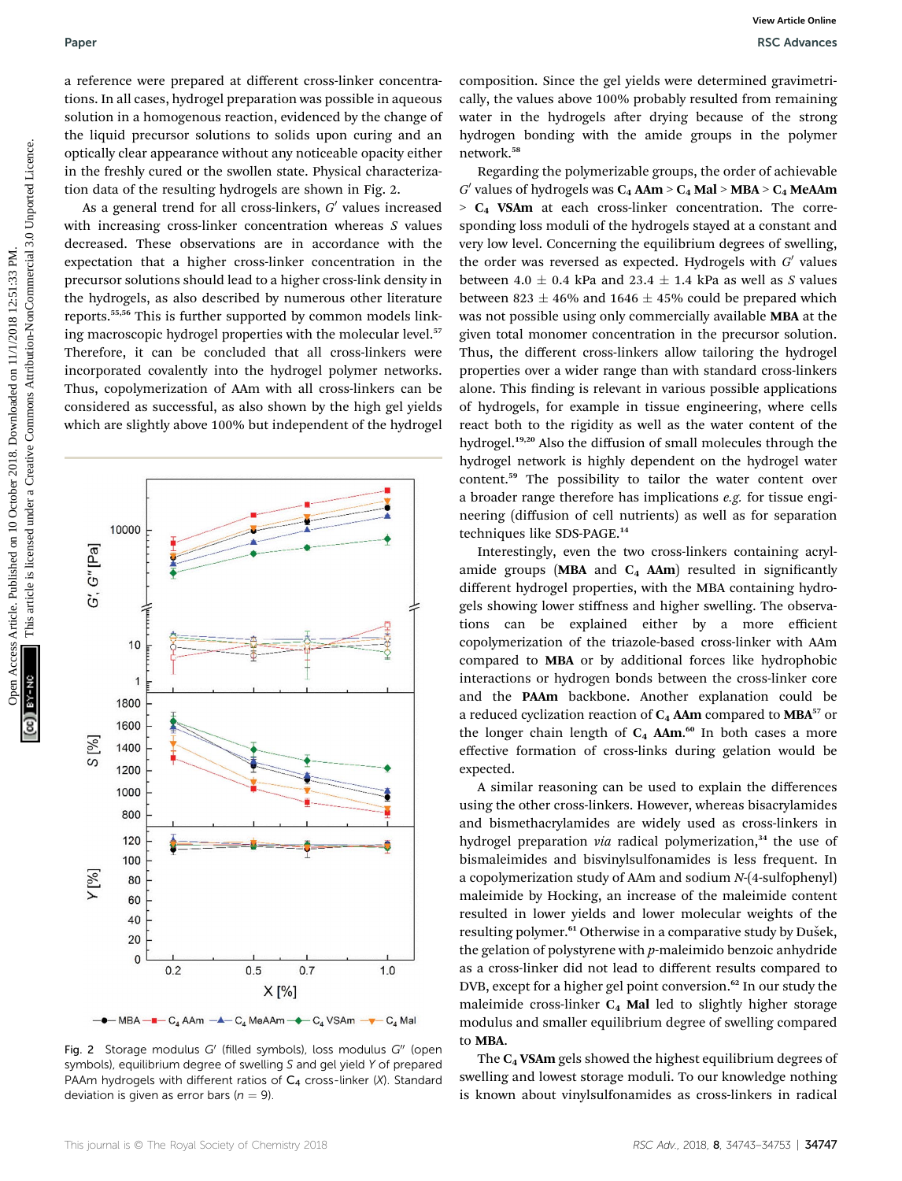a reference were prepared at different cross-linker concentrations. In all cases, hydrogel preparation was possible in aqueous solution in a homogenous reaction, evidenced by the change of the liquid precursor solutions to solids upon curing and an optically clear appearance without any noticeable opacity either in the freshly cured or the swollen state. Physical characterization data of the resulting hydrogels are shown in Fig. 2.

As a general trend for all cross-linkers, $G'$ values increased with increasing cross-linker concentration whereas $S$ values decreased. These observations are in accordance with the expectation that a higher cross-linker concentration in the precursor solutions should lead to a higher cross-link density in the hydrogels, as also described by numerous other literature reports.[55,56] This is further supported by common models linking macroscopic hydrogel properties with the molecular level.[57] Therefore, it can be concluded that all cross-linkers were incorporated covalently into the hydrogel polymer networks. Thus, copolymerization of AAm with all cross-linkers can be considered as successful, as also shown by the high gel yields which are slightly above 100% but independent of the hydrogel composition. Since the gel yields were determined gravimetrically, the values above 100% probably resulted from remaining water in the hydrogels after drying because of the strong hydrogen bonding with the amide groups in the polymer network.[58]

Fig. 2 Storage modulus $G'$ (filled symbols), loss modulus $G''$ (open symbols), equilibrium degree of swelling $S$ and gel yield $Y$ of prepared PAAm hydrogels with different ratios of $C_4$ cross-linker ($X$). Standard deviation is given as error bars ($n = 9$).

Regarding the polymerizable groups, the order of achievable $G'$ values of hydrogels was **$C_4$ AAm** > **$C_4$ Mal** > **MBA** > **$C_4$ MeAAm** > **$C_4$ VSAm** at each cross-linker concentration. The corresponding loss moduli of the hydrogels stayed at a constant and very low level. Concerning the equilibrium degrees of swelling, the order was reversed as expected. Hydrogels with $G'$ values between 4.0 ± 0.4 kPa and 23.4 ± 1.4 kPa as well as $S$ values between 823 ± 46% and 1646 ± 45% could be prepared which was not possible using only commercially available **MBA** at the given total monomer concentration in the precursor solution. Thus, the different cross-linkers allow tailoring the hydrogel properties over a wider range than with standard cross-linkers alone. This finding is relevant in various possible applications of hydrogels, for example in tissue engineering, where cells react both to the rigidity as well as the water content of the hydrogel.[19,20] Also the diffusion of small molecules through the hydrogel network is highly dependent on the hydrogel water content.[59] The possibility to tailor the water content over a broader range therefore has implications *e.g.* for tissue engineering (diffusion of cell nutrients) as well as for separation techniques like SDS-PAGE.[14]

Interestingly, even the two cross-linkers containing acrylamide groups (**MBA** and **$C_4$ AAm**) resulted in significantly different hydrogel properties, with the MBA containing hydrogels showing lower stiffness and higher swelling. The observations can be explained either by a more efficient copolymerization of the triazole-based cross-linker with AAm compared to **MBA** or by additional forces like hydrophobic interactions or hydrogen bonds between the cross-linker core and the **PAAm** backbone. Another explanation could be a reduced cyclization reaction of **$C_4$ AAm** compared to **MBA**[57] or the longer chain length of **$C_4$ AAm**.[60] In both cases a more effective formation of cross-links during gelation would be expected.

A similar reasoning can be used to explain the differences using the other cross-linkers. However, whereas bisacrylamides and bismethacrylamides are widely used as cross-linkers in hydrogel preparation *via* radical polymerization,[34] the use of bismaleimides and bisvinylsulfonamides is less frequent. In a copolymerization study of AAm and sodium *N*-(4-sulfophenyl) maleimide by Hocking, an increase of the maleimide content resulted in lower yields and lower molecular weights of the resulting polymer.[61] Otherwise in a comparative study by Dušek, the gelation of polystyrene with *p*-maleimido benzoic anhydride as a cross-linker did not lead to different results compared to DVB, except for a higher gel point conversion.[62] In our study the maleimide cross-linker **$C_4$ Mal** led to slightly higher storage modulus and smaller equilibrium degree of swelling compared to **MBA**.

The **$C_4$ VSAm** gels showed the highest equilibrium degrees of swelling and lowest storage moduli. To our knowledge nothing is known about vinylsulfonamides as cross-linkers in radical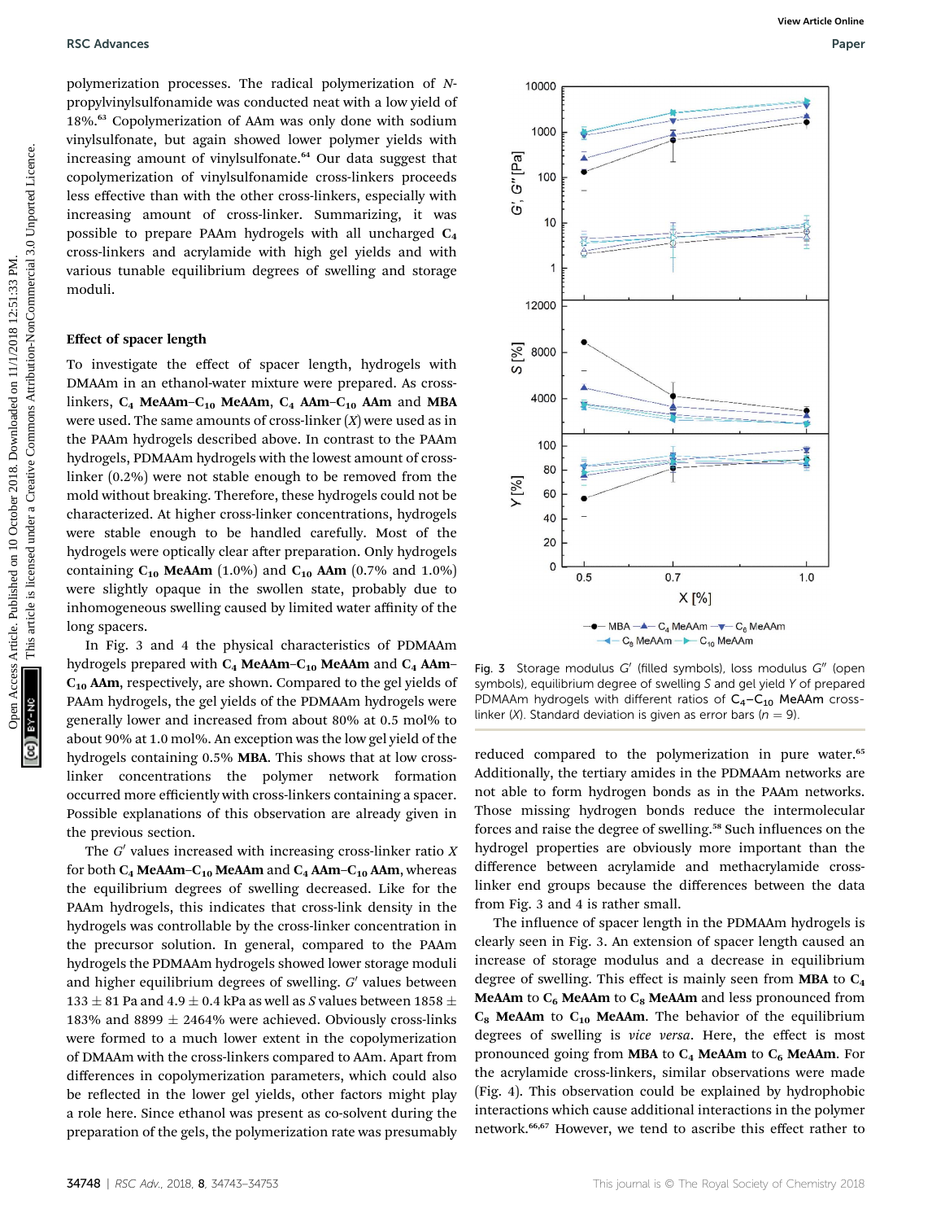polymerization processes. The radical polymerization of *N*-propylvinylsulfonamide was conducted neat with a low yield of 18%.[63] Copolymerization of AAm was only done with sodium vinylsulfonate, but again showed lower polymer yields with increasing amount of vinylsulfonate.[64] Our data suggest that copolymerization of vinylsulfonamide cross-linkers proceeds less effective than with the other cross-linkers, especially with increasing amount of cross-linker. Summarizing, it was possible to prepare PAAm hydrogels with all uncharged $\mathbf{C_4}$ cross-linkers and acrylamide with high gel yields and with various tunable equilibrium degrees of swelling and storage moduli.

### Effect of spacer length

To investigate the effect of spacer length, hydrogels with DMAAm in an ethanol-water mixture were prepared. As cross-linkers, **$\mathbf{C_4}$ MeAAm–$\mathbf{C_{10}}$ MeAAm**, **$\mathbf{C_4}$ AAm–$\mathbf{C_{10}}$ AAm** and **MBA** were used. The same amounts of cross-linker ($X$) were used as in the PAAm hydrogels described above. In contrast to the PAAm hydrogels, PDMAAm hydrogels with the lowest amount of cross-linker (0.2%) were not stable enough to be removed from the mold without breaking. Therefore, these hydrogels could not be characterized. At higher cross-linker concentrations, hydrogels were stable enough to be handled carefully. Most of the hydrogels were optically clear after preparation. Only hydrogels containing **$\mathbf{C_{10}}$ MeAAm** (1.0%) and **$\mathbf{C_{10}}$ AAm** (0.7% and 1.0%) were slightly opaque in the swollen state, probably due to inhomogeneous swelling caused by limited water affinity of the long spacers.

In Fig. 3 and 4 the physical characteristics of PDMAAm hydrogels prepared with **$\mathbf{C_4}$ MeAAm–$\mathbf{C_{10}}$ MeAAm** and **$\mathbf{C_4}$ AAm–$\mathbf{C_{10}}$ AAm**, respectively, are shown. Compared to the gel yields of PAAm hydrogels, the gel yields of the PDMAAm hydrogels were generally lower and increased from about 80% at 0.5 mol% to about 90% at 1.0 mol%. An exception was the low gel yield of the hydrogels containing 0.5% **MBA**. This shows that at low cross-linker concentrations the polymer network formation occurred more efficiently with cross-linkers containing a spacer. Possible explanations of this observation are already given in the previous section.

The $G'$ values increased with increasing cross-linker ratio $X$ for both **$\mathbf{C_4}$ MeAAm–$\mathbf{C_{10}}$ MeAAm** and **$\mathbf{C_4}$ AAm–$\mathbf{C_{10}}$ AAm**, whereas the equilibrium degrees of swelling decreased. Like for the PAAm hydrogels, this indicates that cross-link density in the hydrogels was controllable by the cross-linker concentration in the precursor solution. In general, compared to the PAAm hydrogels the PDMAAm hydrogels showed lower storage moduli and higher equilibrium degrees of swelling. $G'$ values between $133 \pm 81$ Pa and $4.9 \pm 0.4$ kPa as well as $S$ values between $1858 \pm 183\%$ and $8899 \pm 2464\%$ were achieved. Obviously cross-links were formed to a much lower extent in the copolymerization of DMAAm with the cross-linkers compared to AAm. Apart from differences in copolymerization parameters, which could also be reflected in the lower gel yields, other factors might play a role here. Since ethanol was present as co-solvent during the preparation of the gels, the polymerization rate was presumably reduced compared to the polymerization in pure water.[65] Additionally, the tertiary amides in the PDMAAm networks are not able to form hydrogen bonds as in the PAAm networks. Those missing hydrogen bonds reduce the intermolecular forces and raise the degree of swelling.[58] Such influences on the hydrogel properties are obviously more important than the difference between acrylamide and methacrylamide cross-linker end groups because the differences between the data from Fig. 3 and 4 is rather small.

Fig. 3 Storage modulus $G'$ (filled symbols), loss modulus $G''$ (open symbols), equilibrium degree of swelling $S$ and gel yield $Y$ of prepared PDMAAm hydrogels with different ratios of $C_4$–$C_{10}$ MeAAm cross-linker ($X$). Standard deviation is given as error bars ($n = 9$).

The influence of spacer length in the PDMAAm hydrogels is clearly seen in Fig. 3. An extension of spacer length caused an increase of storage modulus and a decrease in equilibrium degree of swelling. This effect is mainly seen from **MBA** to **$\mathbf{C_4}$ MeAAm** to **$\mathbf{C_6}$ MeAAm** to **$\mathbf{C_8}$ MeAAm** and less pronounced from **$\mathbf{C_8}$ MeAAm** to **$\mathbf{C_{10}}$ MeAAm**. The behavior of the equilibrium degrees of swelling is *vice versa*. Here, the effect is most pronounced going from **MBA** to **$\mathbf{C_4}$ MeAAm** to **$\mathbf{C_6}$ MeAAm**. For the acrylamide cross-linkers, similar observations were made (Fig. 4). This observation could be explained by hydrophobic interactions which cause additional interactions in the polymer network.[66,67] However, we tend to ascribe this effect rather to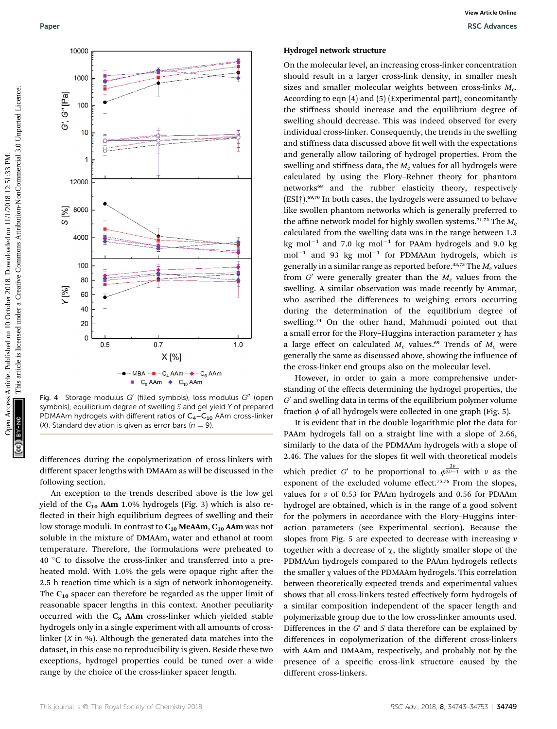Fig. 4 Storage modulus $G'$ (filled symbols), loss modulus $G''$ (open symbols), equilibrium degree of swelling $S$ and gel yield $Y$ of prepared PDMAAm hydrogels with different ratios of $C_4$–$C_{10}$ AAm cross-linker ($X$). Standard deviation is given as error bars ($n = 9$).

differences during the copolymerization of cross-linkers with different spacer lengths with DMAAm as will be discussed in the following section.

An exception to the trends described above is the low gel yield of the **$C_{10}$ AAm** 1.0% hydrogels (Fig. 3) which is also reflected in their high equilibrium degrees of swelling and their low storage moduli. In contrast to **$C_{10}$ MeAAm**, **$C_{10}$ AAm** was not soluble in the mixture of DMAAm, water and ethanol at room temperature. Therefore, the formulations were preheated to 40 °C to dissolve the cross-linker and transferred into a preheated mold. With 1.0% the gels were opaque right after the 2.5 h reaction time which is a sign of network inhomogeneity. The **$C_{10}$** spacer can therefore be regarded as the upper limit of reasonable spacer lengths in this context. Another peculiarity occurred with the **$C_8$ AAm** cross-linker which yielded stable hydrogels only in a single experiment with all amounts of cross-linker ($X$ in %). Although the generated data matches into the dataset, in this case no reproducibility is given. Beside these two exceptions, hydrogel properties could be tuned over a wide range by the choice of the cross-linker spacer length.

### Hydrogel network structure

On the molecular level, an increasing cross-linker concentration should result in a larger cross-link density, in smaller mesh sizes and smaller molecular weights between cross-links $M_c$. According to eqn (4) and (5) (Experimental part), concomitantly the stiffness should increase and the equilibrium degree of swelling should decrease. This was indeed observed for every individual cross-linker. Consequently, the trends in the swelling and stiffness data discussed above fit well with the expectations and generally allow tailoring of hydrogel properties. From the swelling and stiffness data, the $M_c$ values for all hydrogels were calculated by using the Flory–Rehner theory for phantom networks[68] and the rubber elasticity theory, respectively (ESI†).[69,70] In both cases, the hydrogels were assumed to behave like swollen phantom networks which is generally preferred to the affine network model for highly swollen systems.[71,72] The $M_c$ calculated from the swelling data was in the range between 1.3 kg mol$^{-1}$ and 7.0 kg mol$^{-1}$ for PAAm hydrogels and 9.0 kg mol$^{-1}$ and 93 kg mol$^{-1}$ for PDMAAm hydrogels, which is generally in a similar range as reported before.[33,73] The $M_c$ values from $G'$ were generally greater than the $M_c$ values from the swelling. A similar observation was made recently by Ammar, who ascribed the differences to weighing errors occurring during the determination of the equilibrium degree of swelling.[74] On the other hand, Mahmudi pointed out that a small error for the Flory–Huggins interaction parameter $\chi$ has a large effect on calculated $M_c$ values.[69] Trends of $M_c$ were generally the same as discussed above, showing the influence of the cross-linker end groups also on the molecular level.

However, in order to gain a more comprehensive understanding of the effects determining the hydrogel properties, the $G'$ and swelling data in terms of the equilibrium polymer volume fraction $\phi$ of all hydrogels were collected in one graph (Fig. 5).

It is evident that in the double logarithmic plot the data for PAAm hydrogels fall on a straight line with a slope of 2.66, similarly to the data of the PDMAAm hydrogels with a slope of 2.46. The values for the slopes fit well with theoretical models which predict $G'$ to be proportional to $\phi^{\frac{3\nu}{3\nu-1}}$ with $\nu$ as the exponent of the excluded volume effect.[75,76] From the slopes, values for $\nu$ of 0.53 for PAAm hydrogels and 0.56 for PDAAm hydrogel are obtained, which is in the range of a good solvent for the polymers in accordance with the Flory–Huggins interaction parameters (see Experimental section). Because the slopes from Fig. 5 are expected to decrease with increasing $\nu$ together with a decrease of $\chi$, the slightly smaller slope of the PDMAAm hydrogels compared to the PAAm hydrogels reflects the smaller $\chi$ values of the PDMAAm hydrogels. This correlation between theoretically expected trends and experimental values shows that all cross-linkers tested effectively form hydrogels of a similar composition independent of the spacer length and polymerizable group due to the low cross-linker amounts used. Differences in the $G'$ and $S$ data therefore can be explained by differences in copolymerization of the different cross-linkers with AAm and DMAAm, respectively, and probably not by the presence of a specific cross-link structure caused by the different cross-linkers.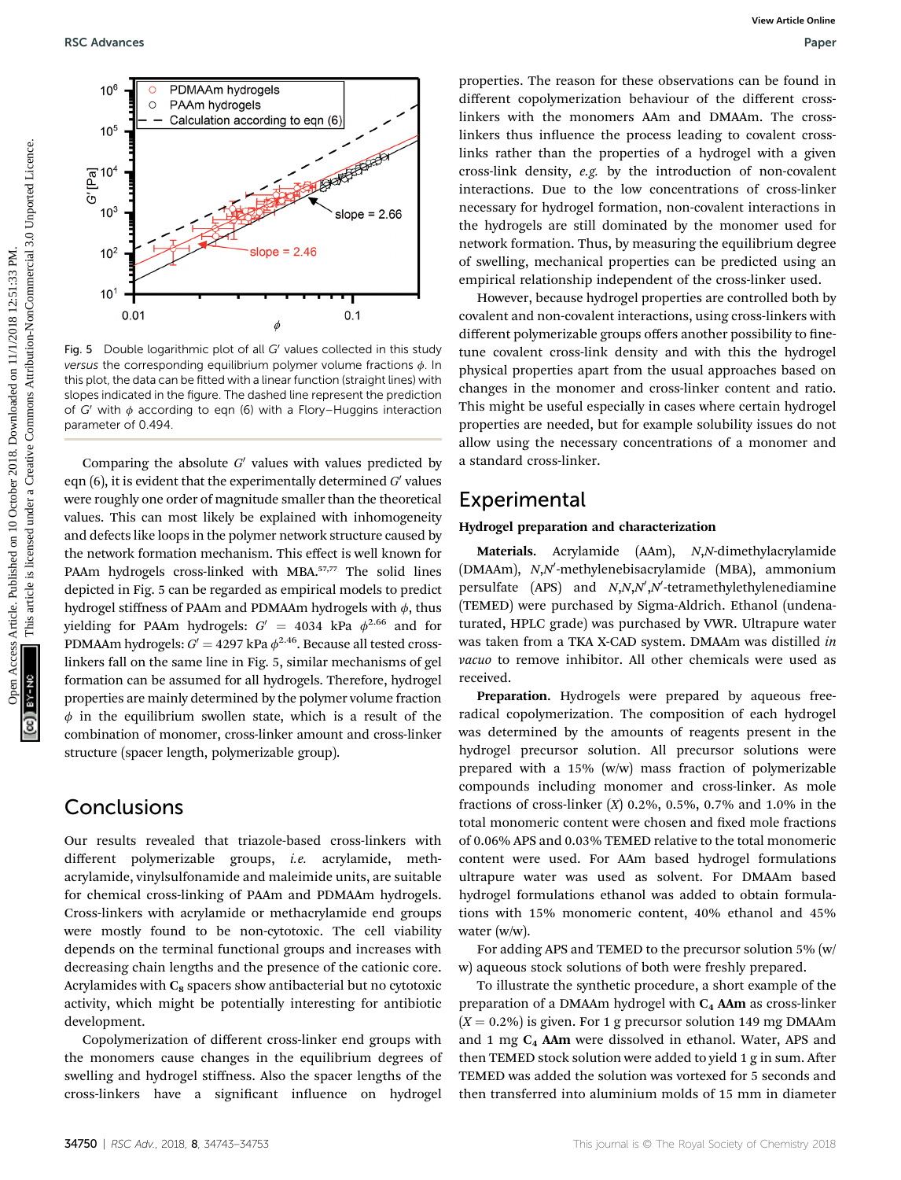Fig. 5 Double logarithmic plot of all $G'$ values collected in this study *versus* the corresponding equilibrium polymer volume fractions $\phi$. In this plot, the data can be fitted with a linear function (straight lines) with slopes indicated in the figure. The dashed line represent the prediction of $G'$ with $\phi$ according to eqn (6) with a Flory–Huggins interaction parameter of 0.494.

Comparing the absolute $G'$ values with values predicted by eqn (6), it is evident that the experimentally determined $G'$ values were roughly one order of magnitude smaller than the theoretical values. This can most likely be explained with inhomogeneity and defects like loops in the polymer network structure caused by the network formation mechanism. This effect is well known for PAAm hydrogels cross-linked with MBA.[57,77] The solid lines depicted in Fig. 5 can be regarded as empirical models to predict hydrogel stiffness of PAAm and PDMAAm hydrogels with $\phi$, thus yielding for PAAm hydrogels: $G' = 4034$ kPa $\phi^{2.66}$ and for PDMAAm hydrogels: $G' = 4297$ kPa $\phi^{2.46}$. Because all tested cross-linkers fall on the same line in Fig. 5, similar mechanisms of gel formation can be assumed for all hydrogels. Therefore, hydrogel properties are mainly determined by the polymer volume fraction $\phi$ in the equilibrium swollen state, which is a result of the combination of monomer, cross-linker amount and cross-linker structure (spacer length, polymerizable group).

## Conclusions

Our results revealed that triazole-based cross-linkers with different polymerizable groups, *i.e.* acrylamide, methacrylamide, vinylsulfonamide and maleimide units, are suitable for chemical cross-linking of PAAm and PDMAAm hydrogels. Cross-linkers with acrylamide or methacrylamide end groups were mostly found to be non-cytotoxic. The cell viability depends on the terminal functional groups and increases with decreasing chain lengths and the presence of the cationic core. Acrylamides with $C_8$ spacers show antibacterial but no cytotoxic activity, which might be potentially interesting for antibiotic development.

Copolymerization of different cross-linker end groups with the monomers cause changes in the equilibrium degrees of swelling and hydrogel stiffness. Also the spacer lengths of the cross-linkers have a significant influence on hydrogel properties. The reason for these observations can be found in different copolymerization behaviour of the different cross-linkers with the monomers AAm and DMAAm. The cross-linkers thus influence the process leading to covalent cross-links rather than the properties of a hydrogel with a given cross-link density, *e.g.* by the introduction of non-covalent interactions. Due to the low concentrations of cross-linker necessary for hydrogel formation, non-covalent interactions in the hydrogels are still dominated by the monomer used for network formation. Thus, by measuring the equilibrium degree of swelling, mechanical properties can be predicted using an empirical relationship independent of the cross-linker used.

However, because hydrogel properties are controlled both by covalent and non-covalent interactions, using cross-linkers with different polymerizable groups offers another possibility to fine-tune covalent cross-link density and with this the hydrogel physical properties apart from the usual approaches based on changes in the monomer and cross-linker content and ratio. This might be useful especially in cases where certain hydrogel properties are needed, but for example solubility issues do not allow using the necessary concentrations of a monomer and a standard cross-linker.

## Experimental

### Hydrogel preparation and characterization

**Materials.** Acrylamide (AAm), *N*,*N*-dimethylacrylamide (DMAAm), *N*,*N'*-methylenebisacrylamide (MBA), ammonium persulfate (APS) and *N*,*N*,*N'*,*N'*-tetramethylethylenediamine (TEMED) were purchased by Sigma-Aldrich. Ethanol (undenaturated, HPLC grade) was purchased by VWR. Ultrapure water was taken from a TKA X-CAD system. DMAAm was distilled *in vacuo* to remove inhibitor. All other chemicals were used as received.

**Preparation.** Hydrogels were prepared by aqueous free-radical copolymerization. The composition of each hydrogel was determined by the amounts of reagents present in the hydrogel precursor solution. All precursor solutions were prepared with a 15% (w/w) mass fraction of polymerizable compounds including monomer and cross-linker. As mole fractions of cross-linker ($X$) 0.2%, 0.5%, 0.7% and 1.0% in the total monomeric content were chosen and fixed mole fractions of 0.06% APS and 0.03% TEMED relative to the total monomeric content were used. For AAm based hydrogel formulations ultrapure water was used as solvent. For DMAAm based hydrogel formulations ethanol was added to obtain formulations with 15% monomeric content, 40% ethanol and 45% water (w/w).

For adding APS and TEMED to the precursor solution 5% (w/w) aqueous stock solutions of both were freshly prepared.

To illustrate the synthetic procedure, a short example of the preparation of a DMAAm hydrogel with $\mathbf{C_4}$ **AAm** as cross-linker ($X = 0.2\%$) is given. For 1 g precursor solution 149 mg DMAAm and 1 mg $\mathbf{C_4}$ **AAm** were dissolved in ethanol. Water, APS and then TEMED stock solution were added to yield 1 g in sum. After TEMED was added the solution was vortexed for 5 seconds and then transferred into aluminium molds of 15 mm in diameter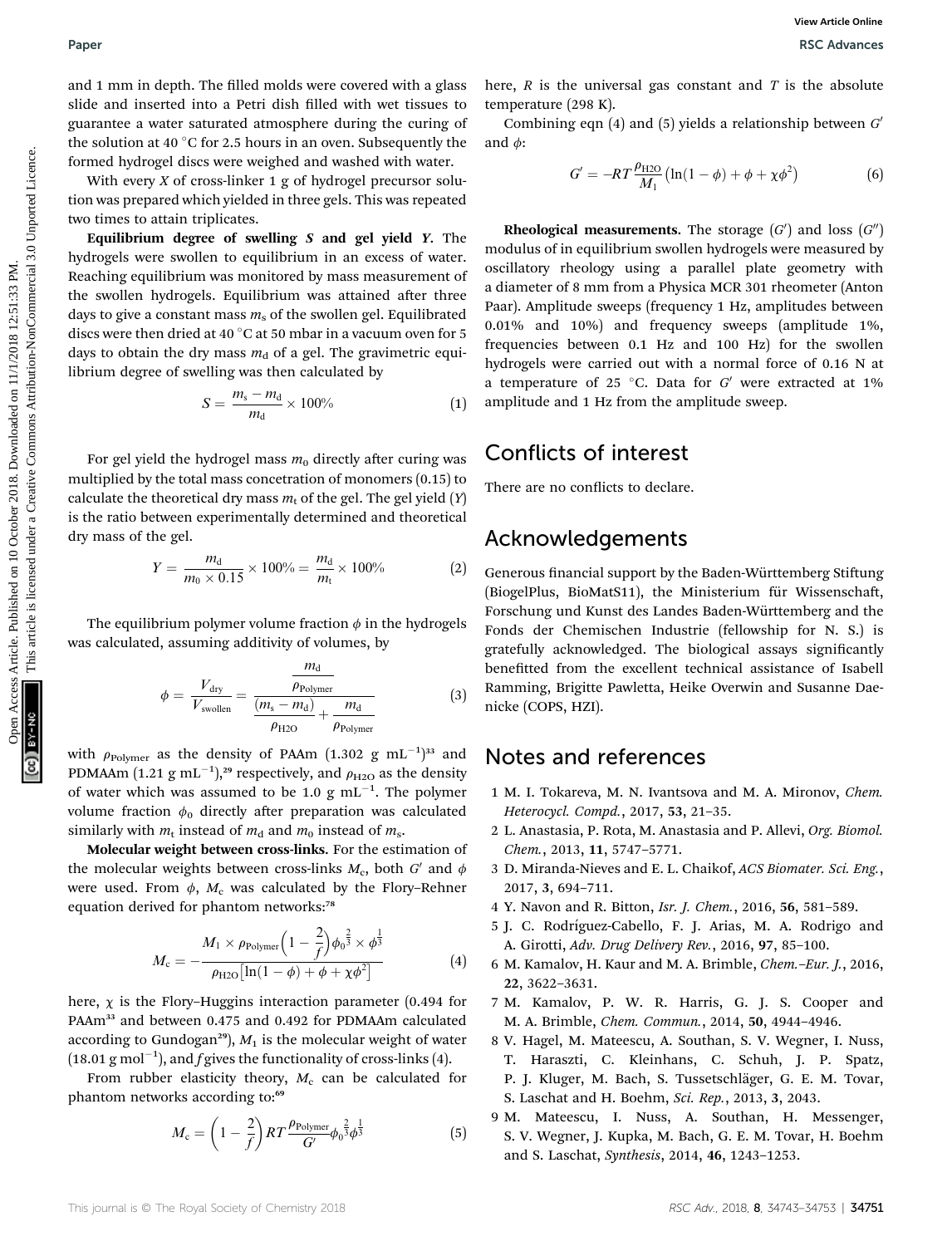and 1 mm in depth. The filled molds were covered with a glass slide and inserted into a Petri dish filled with wet tissues to guarantee a water saturated atmosphere during the curing of the solution at 40 °C for 2.5 hours in an oven. Subsequently the formed hydrogel discs were weighed and washed with water.

With every $X$ of cross-linker 1 g of hydrogel precursor solution was prepared which yielded in three gels. This was repeated two times to attain triplicates.

**Equilibrium degree of swelling $S$ and gel yield $Y$.** The hydrogels were swollen to equilibrium in an excess of water. Reaching equilibrium was monitored by mass measurement of the swollen hydrogels. Equilibrium was attained after three days to give a constant mass $m_s$ of the swollen gel. Equilibrated discs were then dried at 40 °C at 50 mbar in a vacuum oven for 5 days to obtain the dry mass $m_d$ of a gel. The gravimetric equilibrium degree of swelling was then calculated by

$$S = \frac{m_s - m_d}{m_d} \times 100\% \tag{1}$$

For gel yield the hydrogel mass $m_0$ directly after curing was multiplied by the total mass concetration of monomers (0.15) to calculate the theoretical dry mass $m_t$ of the gel. The gel yield ($Y$) is the ratio between experimentally determined and theoretical dry mass of the gel.

$$Y = \frac{m_d}{m_0 \times 0.15} \times 100\% = \frac{m_d}{m_t} \times 100\% \tag{2}$$

The equilibrium polymer volume fraction $\phi$ in the hydrogels was calculated, assuming additivity of volumes, by

$$\phi = \frac{V_{dry}}{V_{swollen}} = \frac{\dfrac{m_d}{\rho_{Polymer}}}{\dfrac{(m_s - m_d)}{\rho_{H2O}} + \dfrac{m_d}{\rho_{Polymer}}} \tag{3}$$

with $\rho_{Polymer}$ as the density of PAAm (1.302 g mL$^{-1}$)[33] and PDMAAm (1.21 g mL$^{-1}$),[29] respectively, and $\rho_{H2O}$ as the density of water which was assumed to be 1.0 g mL$^{-1}$. The polymer volume fraction $\phi_0$ directly after preparation was calculated similarly with $m_t$ instead of $m_d$ and $m_0$ instead of $m_s$.

**Molecular weight between cross-links.** For the estimation of the molecular weights between cross-links $M_c$, both $G'$ and $\phi$ were used. From $\phi$, $M_c$ was calculated by the Flory–Rehner equation derived for phantom networks:[78]

$$M_c = -\frac{M_1 \times \rho_{Polymer}\left(1 - \dfrac{2}{f}\right)\phi_0^{\frac{2}{3}} \times \phi^{\frac{1}{3}}}{\rho_{H2O}\left[\ln(1-\phi) + \phi + \chi\phi^2\right]} \tag{4}$$

here, $\chi$ is the Flory–Huggins interaction parameter (0.494 for PAAm[33] and between 0.475 and 0.492 for PDMAAm calculated according to Gundogan[29]), $M_1$ is the molecular weight of water (18.01 g mol$^{-1}$), and $f$ gives the functionality of cross-links (4).

From rubber elasticity theory, $M_c$ can be calculated for phantom networks according to:[69]

$$M_c = \left(1 - \frac{2}{f}\right) RT \frac{\rho_{Polymer}}{G'} \phi_0^{\frac{2}{3}} \phi^{\frac{1}{3}} \tag{5}$$

here, $R$ is the universal gas constant and $T$ is the absolute temperature (298 K).

Combining eqn (4) and (5) yields a relationship between $G'$ and $\phi$:

$$G' = -RT \frac{\rho_{H2O}}{M_1}\left(\ln(1-\phi) + \phi + \chi\phi^2\right) \tag{6}$$

**Rheological measurements.** The storage ($G'$) and loss ($G''$) modulus of in equilibrium swollen hydrogels were measured by oscillatory rheology using a parallel plate geometry with a diameter of 8 mm from a Physica MCR 301 rheometer (Anton Paar). Amplitude sweeps (frequency 1 Hz, amplitudes between 0.01% and 10%) and frequency sweeps (amplitude 1%, frequencies between 0.1 Hz and 100 Hz) for the swollen hydrogels were carried out with a normal force of 0.16 N at a temperature of 25 °C. Data for $G'$ were extracted at 1% amplitude and 1 Hz from the amplitude sweep.

## Conflicts of interest

There are no conflicts to declare.

## Acknowledgements

Generous financial support by the Baden-Württemberg Stiftung (BiogelPlus, BioMatS11), the Ministerium für Wissenschaft, Forschung und Kunst des Landes Baden-Württemberg and the Fonds der Chemischen Industrie (fellowship for N. S.) is gratefully acknowledged. The biological assays significantly benefitted from the excellent technical assistance of Isabell Ramming, Brigitte Pawletta, Heike Overwin and Susanne Daenicke (COPS, HZI).

## Notes and references

1 M. I. Tokareva, M. N. Ivantsova and M. A. Mironov, *Chem. Heterocycl. Compd.*, 2017, **53**, 21–35.

2 L. Anastasia, P. Rota, M. Anastasia and P. Allevi, *Org. Biomol. Chem.*, 2013, **11**, 5747–5771.

3 D. Miranda-Nieves and E. L. Chaikof, *ACS Biomater. Sci. Eng.*, 2017, **3**, 694–711.

4 Y. Navon and R. Bitton, *Isr. J. Chem.*, 2016, **56**, 581–589.

5 J. C. Rodríguez-Cabello, F. J. Arias, M. A. Rodrigo and A. Girotti, *Adv. Drug Delivery Rev.*, 2016, **97**, 85–100.

6 M. Kamalov, H. Kaur and M. A. Brimble, *Chem.–Eur. J.*, 2016, **22**, 3622–3631.

7 M. Kamalov, P. W. R. Harris, G. J. S. Cooper and M. A. Brimble, *Chem. Commun.*, 2014, **50**, 4944–4946.

8 V. Hagel, M. Mateescu, A. Southan, S. V. Wegner, I. Nuss, T. Haraszti, C. Kleinhans, C. Schuh, J. P. Spatz, P. J. Kluger, M. Bach, S. Tussetschläger, G. E. M. Tovar, S. Laschat and H. Boehm, *Sci. Rep.*, 2013, **3**, 2043.

9 M. Mateescu, I. Nuss, A. Southan, H. Messenger, S. V. Wegner, J. Kupka, M. Bach, G. E. M. Tovar, H. Boehm and S. Laschat, *Synthesis*, 2014, **46**, 1243–1253.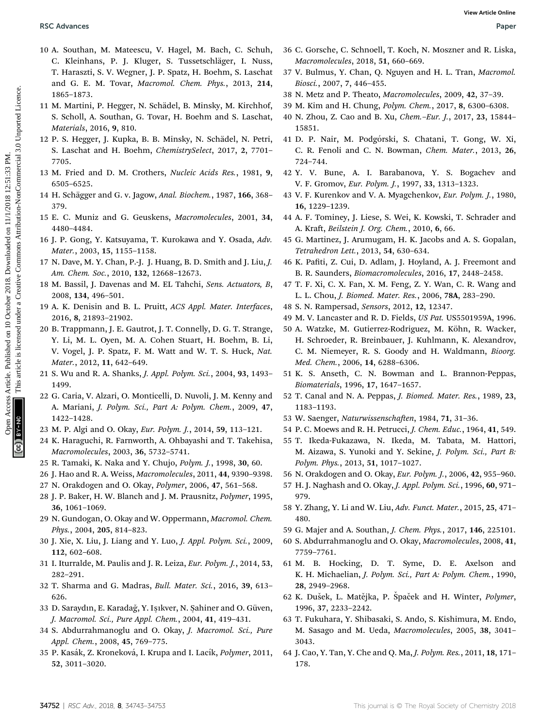10 A. Southan, M. Mateescu, V. Hagel, M. Bach, C. Schuh, C. Kleinhans, P. J. Kluger, S. Tussetschläger, I. Nuss, T. Haraszti, S. V. Wegner, J. P. Spatz, H. Boehm, S. Laschat and G. E. M. Tovar, *Macromol. Chem. Phys.*, 2013, **214**, 1865–1873.

11 M. Martini, P. Hegger, N. Schädel, B. Minsky, M. Kirchhof, S. Scholl, A. Southan, G. Tovar, H. Boehm and S. Laschat, *Materials*, 2016, **9**, 810.

12 P. S. Hegger, J. Kupka, B. B. Minsky, N. Schädel, N. Petri, S. Laschat and H. Boehm, *ChemistrySelect*, 2017, **2**, 7701–7705.

13 M. Fried and D. M. Crothers, *Nucleic Acids Res.*, 1981, **9**, 6505–6525.

14 H. Schägger and G. v. Jagow, *Anal. Biochem.*, 1987, **166**, 368–379.

15 E. C. Muniz and G. Geuskens, *Macromolecules*, 2001, **34**, 4480–4484.

16 J. P. Gong, Y. Katsuyama, T. Kurokawa and Y. Osada, *Adv. Mater.*, 2003, **15**, 1155–1158.

17 N. Dave, M. Y. Chan, P.-J. J. Huang, B. D. Smith and J. Liu, *J. Am. Chem. Soc.*, 2010, **132**, 12668–12673.

18 M. Bassil, J. Davenas and M. EL Tahchi, *Sens. Actuators, B*, 2008, **134**, 496–501.

19 A. K. Denisin and B. L. Pruitt, *ACS Appl. Mater. Interfaces*, 2016, **8**, 21893–21902.

20 B. Trappmann, J. E. Gautrot, J. T. Connelly, D. G. T. Strange, Y. Li, M. L. Oyen, M. A. Cohen Stuart, H. Boehm, B. Li, V. Vogel, J. P. Spatz, F. M. Watt and W. T. S. Huck, *Nat. Mater.*, 2012, **11**, 642–649.

21 S. Wu and R. A. Shanks, *J. Appl. Polym. Sci.*, 2004, **93**, 1493–1499.

22 G. Caria, V. Alzari, O. Monticelli, D. Nuvoli, J. M. Kenny and A. Mariani, *J. Polym. Sci., Part A: Polym. Chem.*, 2009, **47**, 1422–1428.

23 M. P. Algi and O. Okay, *Eur. Polym. J.*, 2014, **59**, 113–121.

24 K. Haraguchi, R. Farnworth, A. Ohbayashi and T. Takehisa, *Macromolecules*, 2003, **36**, 5732–5741.

25 R. Tamaki, K. Naka and Y. Chujo, *Polym. J.*, 1998, **30**, 60.

26 J. Hao and R. A. Weiss, *Macromolecules*, 2011, **44**, 9390–9398.

27 N. Orakdogen and O. Okay, *Polymer*, 2006, **47**, 561–568.

28 J. P. Baker, H. W. Blanch and J. M. Prausnitz, *Polymer*, 1995, **36**, 1061–1069.

29 N. Gundogan, O. Okay and W. Oppermann, *Macromol. Chem. Phys.*, 2004, **205**, 814–823.

30 J. Xie, X. Liu, J. Liang and Y. Luo, *J. Appl. Polym. Sci.*, 2009, **112**, 602–608.

31 I. Iturralde, M. Paulis and J. R. Leiza, *Eur. Polym. J.*, 2014, **53**, 282–291.

32 T. Sharma and G. Madras, *Bull. Mater. Sci.*, 2016, **39**, 613–626.

33 D. Saraydın, E. Karadağ, Y. Işıkver, N. Şahiner and O. Güven, *J. Macromol. Sci., Pure Appl. Chem.*, 2004, **41**, 419–431.

34 S. Abdurrahmanoglu and O. Okay, *J. Macromol. Sci., Pure Appl. Chem.*, 2008, **45**, 769–775.

35 P. Kasák, Z. Kroneková, I. Krupa and I. Lacík, *Polymer*, 2011, **52**, 3011–3020.

36 C. Gorsche, C. Schnoell, T. Koch, N. Moszner and R. Liska, *Macromolecules*, 2018, **51**, 660–669.

37 V. Bulmus, Y. Chan, Q. Nguyen and H. L. Tran, *Macromol. Biosci.*, 2007, **7**, 446–455.

38 N. Metz and P. Theato, *Macromolecules*, 2009, **42**, 37–39.

39 M. Kim and H. Chung, *Polym. Chem.*, 2017, **8**, 6300–6308.

40 N. Zhou, Z. Cao and B. Xu, *Chem.–Eur. J.*, 2017, **23**, 15844–15851.

41 D. P. Nair, M. Podgórski, S. Chatani, T. Gong, W. Xi, C. R. Fenoli and C. N. Bowman, *Chem. Mater.*, 2013, **26**, 724–744.

42 Y. V. Bune, A. I. Barabanova, Y. S. Bogachev and V. F. Gromov, *Eur. Polym. J.*, 1997, **33**, 1313–1323.

43 V. F. Kurenkov and V. A. Myagchenkov, *Eur. Polym. J.*, 1980, **16**, 1229–1239.

44 A. F. Tominey, J. Liese, S. Wei, K. Kowski, T. Schrader and A. Kraft, *Beilstein J. Org. Chem.*, 2010, **6**, 66.

45 G. Martinez, J. Arumugam, H. K. Jacobs and A. S. Gopalan, *Tetrahedron Lett.*, 2013, **54**, 630–634.

46 K. Pafiti, Z. Cui, D. Adlam, J. Hoyland, A. J. Freemont and B. R. Saunders, *Biomacromolecules*, 2016, **17**, 2448–2458.

47 T. F. Xi, C. X. Fan, X. M. Feng, Z. Y. Wan, C. R. Wang and L. L. Chou, *J. Biomed. Mater. Res.*, 2006, **78A**, 283–290.

48 S. N. Rampersad, *Sensors*, 2012, **12**, 12347.

49 M. V. Lancaster and R. D. Fields, *US Pat.* US5501959A, 1996.

50 A. Watzke, M. Gutierrez-Rodriguez, M. Köhn, R. Wacker, H. Schroeder, R. Breinbauer, J. Kuhlmann, K. Alexandrov, C. M. Niemeyer, R. S. Goody and H. Waldmann, *Bioorg. Med. Chem.*, 2006, **14**, 6288–6306.

51 K. S. Anseth, C. N. Bowman and L. Brannon-Peppas, *Biomaterials*, 1996, **17**, 1647–1657.

52 T. Canal and N. A. Peppas, *J. Biomed. Mater. Res.*, 1989, **23**, 1183–1193.

53 W. Saenger, *Naturwissenschaften*, 1984, **71**, 31–36.

54 P. C. Moews and R. H. Petrucci, *J. Chem. Educ.*, 1964, **41**, 549.

55 T. Ikeda-Fukazawa, N. Ikeda, M. Tabata, M. Hattori, M. Aizawa, S. Yunoki and Y. Sekine, *J. Polym. Sci., Part B: Polym. Phys.*, 2013, **51**, 1017–1027.

56 N. Orakdogen and O. Okay, *Eur. Polym. J.*, 2006, **42**, 955–960.

57 H. J. Naghash and O. Okay, *J. Appl. Polym. Sci.*, 1996, **60**, 971–979.

58 Y. Zhang, Y. Li and W. Liu, *Adv. Funct. Mater.*, 2015, **25**, 471–480.

59 G. Majer and A. Southan, *J. Chem. Phys.*, 2017, **146**, 225101.

60 S. Abdurrahmanoglu and O. Okay, *Macromolecules*, 2008, **41**, 7759–7761.

61 M. B. Hocking, D. T. Syme, D. E. Axelson and K. H. Michaelian, *J. Polym. Sci., Part A: Polym. Chem.*, 1990, **28**, 2949–2968.

62 K. Dušek, L. Matějka, P. Špaček and H. Winter, *Polymer*, 1996, **37**, 2233–2242.

63 T. Fukuhara, Y. Shibasaki, S. Ando, S. Kishimura, M. Endo, M. Sasago and M. Ueda, *Macromolecules*, 2005, **38**, 3041–3043.

64 J. Cao, Y. Tan, Y. Che and Q. Ma, *J. Polym. Res.*, 2011, **18**, 171–178.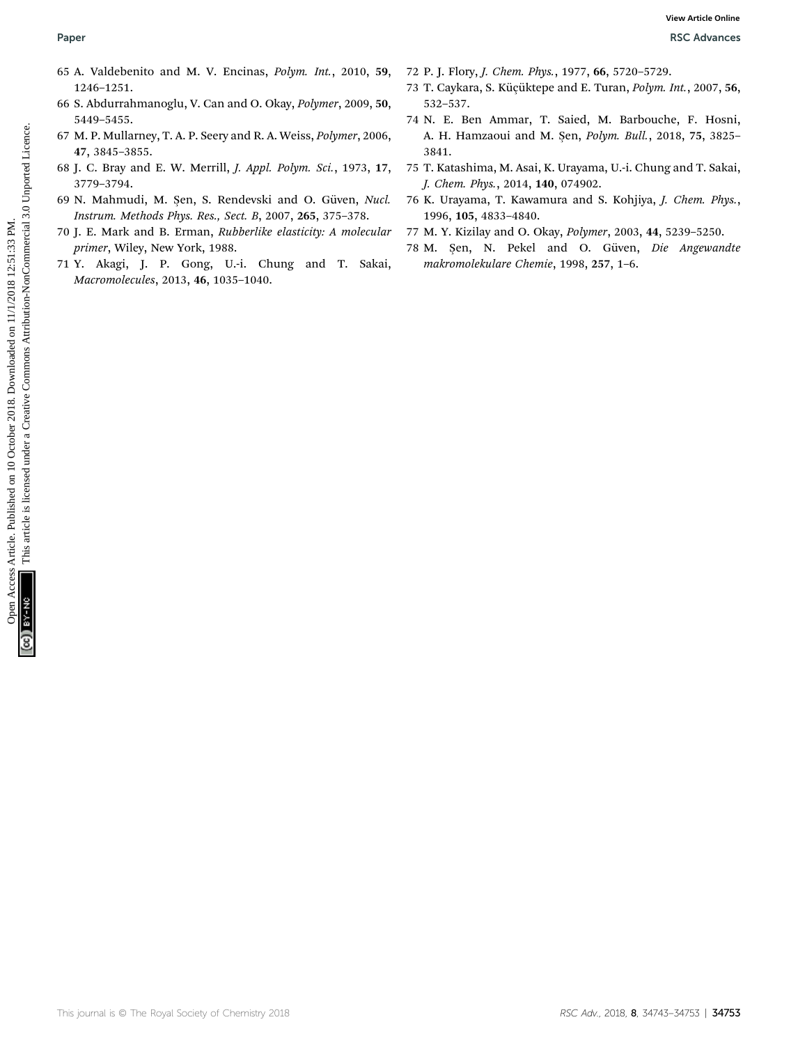65 A. Valdebenito and M. V. Encinas, *Polym. Int.*, 2010, **59**, 1246–1251.

66 S. Abdurrahmanoglu, V. Can and O. Okay, *Polymer*, 2009, **50**, 5449–5455.

67 M. P. Mullarney, T. A. P. Seery and R. A. Weiss, *Polymer*, 2006, **47**, 3845–3855.

68 J. C. Bray and E. W. Merrill, *J. Appl. Polym. Sci.*, 1973, **17**, 3779–3794.

69 N. Mahmudi, M. Şen, S. Rendevski and O. Güven, *Nucl. Instrum. Methods Phys. Res., Sect. B*, 2007, **265**, 375–378.

70 J. E. Mark and B. Erman, *Rubberlike elasticity: A molecular primer*, Wiley, New York, 1988.

71 Y. Akagi, J. P. Gong, U.-i. Chung and T. Sakai, *Macromolecules*, 2013, **46**, 1035–1040.

72 P. J. Flory, *J. Chem. Phys.*, 1977, **66**, 5720–5729.

73 T. Caykara, S. Küçüktepe and E. Turan, *Polym. Int.*, 2007, **56**, 532–537.

74 N. E. Ben Ammar, T. Saied, M. Barbouche, F. Hosni, A. H. Hamzaoui and M. Şen, *Polym. Bull.*, 2018, **75**, 3825–3841.

75 T. Katashima, M. Asai, K. Urayama, U.-i. Chung and T. Sakai, *J. Chem. Phys.*, 2014, **140**, 074902.

76 K. Urayama, T. Kawamura and S. Kohjiya, *J. Chem. Phys.*, 1996, **105**, 4833–4840.

77 M. Y. Kizilay and O. Okay, *Polymer*, 2003, **44**, 5239–5250.

78 M. Şen, N. Pekel and O. Güven, *Die Angewandte makromolekulare Chemie*, 1998, **257**, 1–6.